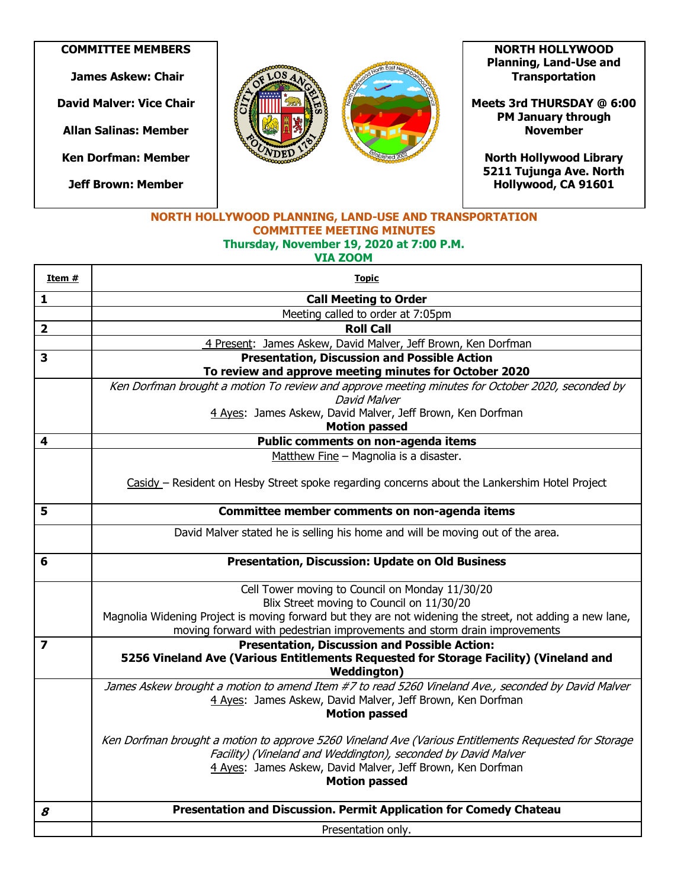**COMMITTEE MEMBERS**

**James Askew: Chair**

**David Malver: Vice Chair**

**Allan Salinas: Member**

**Ken Dorfman: Member**

**Jeff Brown: Member**

**NORTH HOLLYWOOD Planning, Land-Use and Transportation**

**Meets 3rd THURSDAY @ 6:00 PM January through November**

**North Hollywood Library 5211 Tujunga Ave. North Hollywood, CA 91601**

## NORTH HOLLYWOOD PLANNING, LAND-USE AND TRANSPORTATION COMMITTEE MEETING MINUTES

### Thursday, November 19, 2020 at 7:00 P.M.

### VIA ZOOM

| Item # | Topic |
|---|---|
| **1** | **Call Meeting to Order** |
| | Meeting called to order at 7:05pm |
| **2** | **Roll Call** |
| | 4 Present: James Askew, David Malver, Jeff Brown, Ken Dorfman |
| **3** | **Presentation, Discussion and Possible Action To review and approve meeting minutes for October 2020** |
| | *Ken Dorfman brought a motion To review and approve meeting minutes for October 2020, seconded by David Malver* 4 Ayes: James Askew, David Malver, Jeff Brown, Ken Dorfman **Motion passed** |
| **4** | **Public comments on non-agenda items** |
| | Matthew Fine – Magnolia is a disaster. Casidy – Resident on Hesby Street spoke regarding concerns about the Lankershim Hotel Project |
| **5** | **Committee member comments on non-agenda items** |
| | David Malver stated he is selling his home and will be moving out of the area. |
| **6** | **Presentation, Discussion: Update on Old Business** |
| | Cell Tower moving to Council on Monday 11/30/20 Blix Street moving to Council on 11/30/20 Magnolia Widening Project is moving forward but they are not widening the street, not adding a new lane, moving forward with pedestrian improvements and storm drain improvements |
| **7** | **Presentation, Discussion and Possible Action: 5256 Vineland Ave (Various Entitlements Requested for Storage Facility) (Vineland and Weddington)** |
| | *James Askew brought a motion to amend Item #7 to read 5260 Vineland Ave., seconded by David Malver* 4 Ayes: James Askew, David Malver, Jeff Brown, Ken Dorfman **Motion passed** *Ken Dorfman brought a motion to approve 5260 Vineland Ave (Various Entitlements Requested for Storage Facility) (Vineland and Weddington), seconded by David Malver* 4 Ayes: James Askew, David Malver, Jeff Brown, Ken Dorfman **Motion passed** |
| ***8*** | **Presentation and Discussion. Permit Application for Comedy Chateau** |
| | Presentation only. |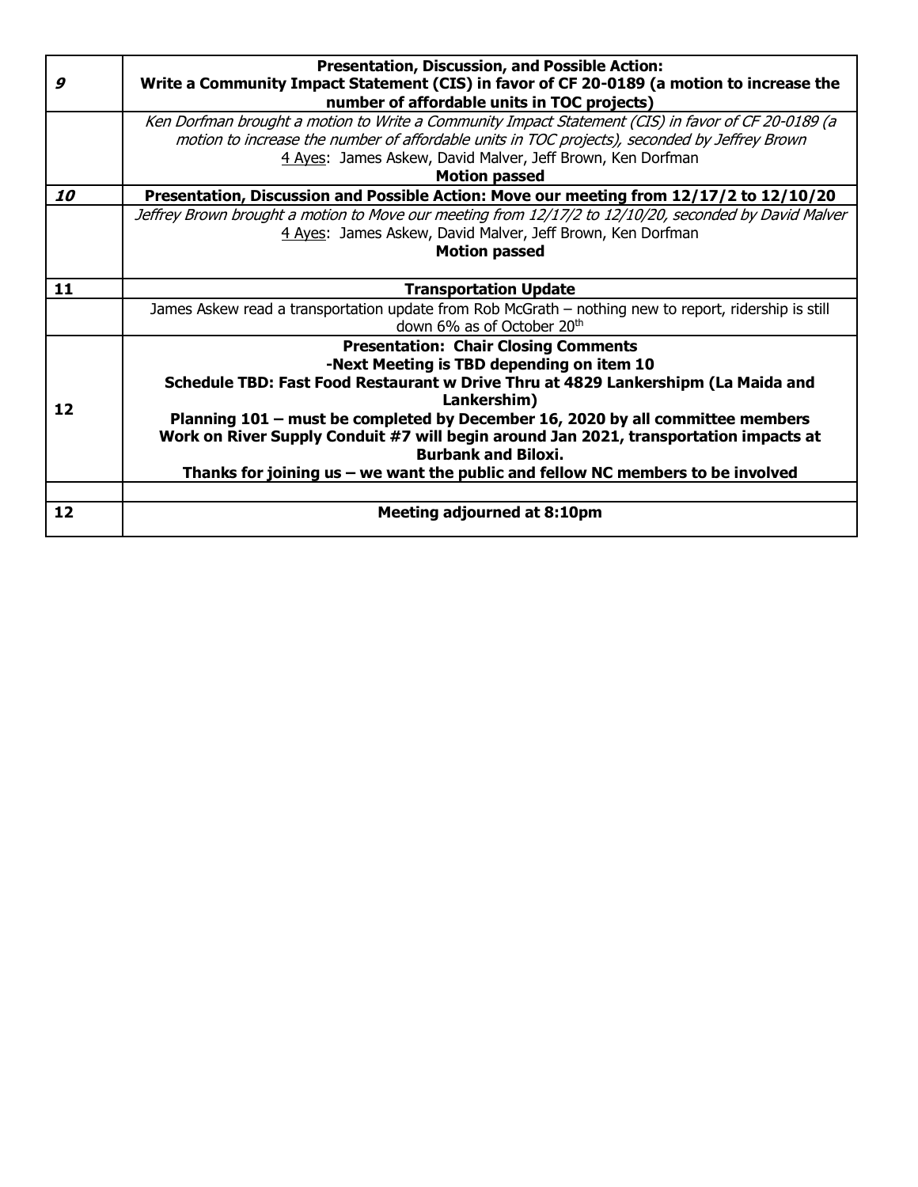| | |
|---|---|
| ***9*** | **Presentation, Discussion, and Possible Action: Write a Community Impact Statement (CIS) in favor of CF 20-0189 (a motion to increase the number of affordable units in TOC projects)** |
| | *Ken Dorfman brought a motion to Write a Community Impact Statement (CIS) in favor of CF 20-0189 (a motion to increase the number of affordable units in TOC projects), seconded by Jeffrey Brown*<br>4 Ayes: James Askew, David Malver, Jeff Brown, Ken Dorfman<br>**Motion passed** |
| ***10*** | **Presentation, Discussion and Possible Action: Move our meeting from 12/17/2 to 12/10/20** |
| | *Jeffrey Brown brought a motion to Move our meeting from 12/17/2 to 12/10/20, seconded by David Malver*<br>4 Ayes: James Askew, David Malver, Jeff Brown, Ken Dorfman<br>**Motion passed** |
| **11** | **Transportation Update** |
| | James Askew read a transportation update from Rob McGrath – nothing new to report, ridership is still down 6% as of October 20th |
| **12** | **Presentation: Chair Closing Comments**<br>**-Next Meeting is TBD depending on item 10**<br>**Schedule TBD: Fast Food Restaurant w Drive Thru at 4829 Lankershipm (La Maida and Lankershim)**<br>**Planning 101 – must be completed by December 16, 2020 by all committee members**<br>**Work on River Supply Conduit #7 will begin around Jan 2021, transportation impacts at Burbank and Biloxi.**<br>**Thanks for joining us – we want the public and fellow NC members to be involved** |
| | |
| **12** | **Meeting adjourned at 8:10pm** |